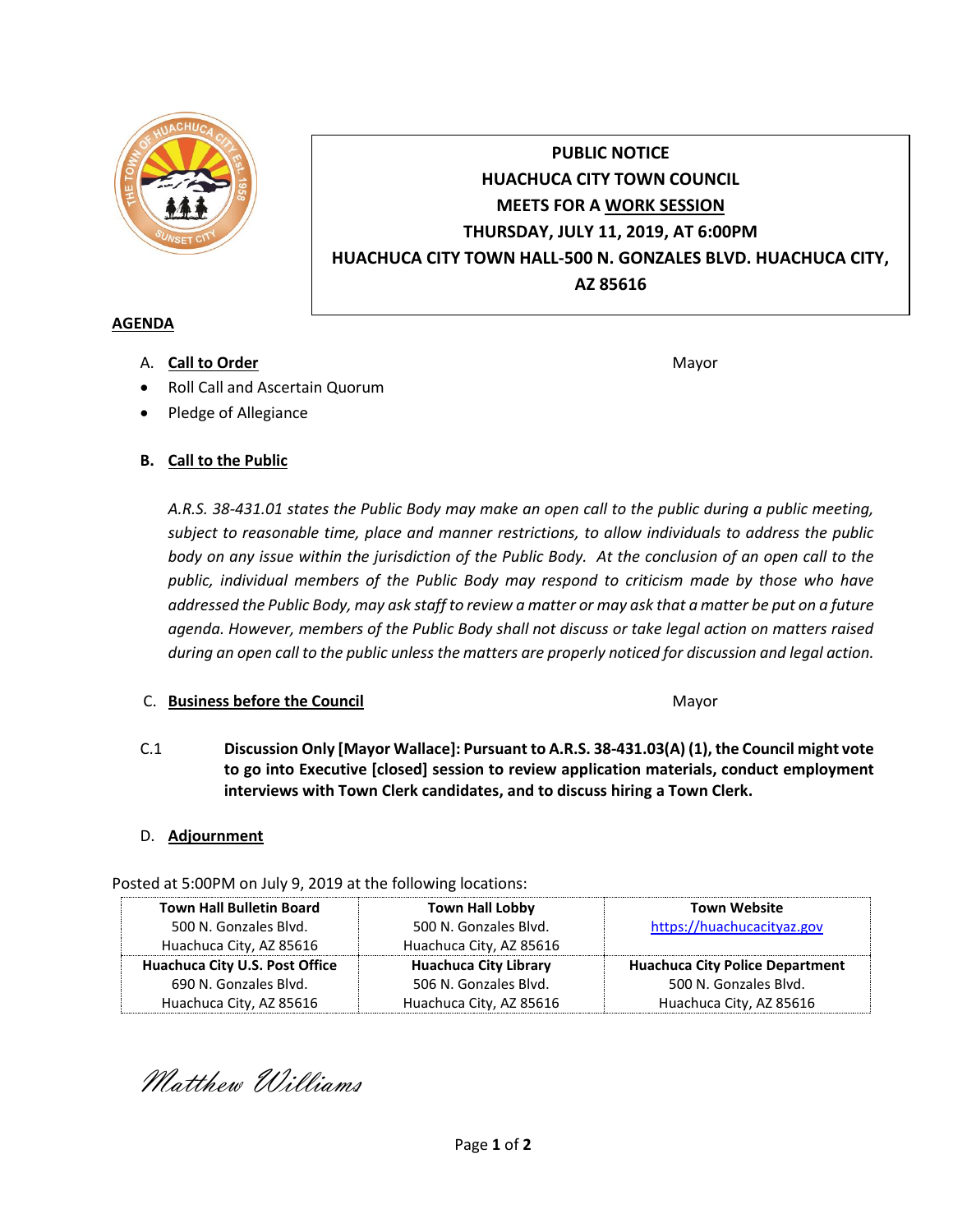**PUBLIC NOTICE**
**HUACHUCA CITY TOWN COUNCIL**
**MEETS FOR A WORK SESSION**
**THURSDAY, JULY 11, 2019, AT 6:00PM**
**HUACHUCA CITY TOWN HALL-500 N. GONZALES BLVD. HUACHUCA CITY, AZ 85616**

## AGENDA

A. **Call to Order** — Mayor

- Roll Call and Ascertain Quorum
- Pledge of Allegiance

**B. Call to the Public**

*A.R.S. 38-431.01 states the Public Body may make an open call to the public during a public meeting, subject to reasonable time, place and manner restrictions, to allow individuals to address the public body on any issue within the jurisdiction of the Public Body. At the conclusion of an open call to the public, individual members of the Public Body may respond to criticism made by those who have addressed the Public Body, may ask staff to review a matter or may ask that a matter be put on a future agenda. However, members of the Public Body shall not discuss or take legal action on matters raised during an open call to the public unless the matters are properly noticed for discussion and legal action.*

C. **Business before the Council** — Mayor

C.1 **Discussion Only [Mayor Wallace]: Pursuant to A.R.S. 38-431.03(A) (1), the Council might vote to go into Executive [closed] session to review application materials, conduct employment interviews with Town Clerk candidates, and to discuss hiring a Town Clerk.**

D. **Adjournment**

Posted at 5:00PM on July 9, 2019 at the following locations:

| **Town Hall Bulletin Board**<br>500 N. Gonzales Blvd.<br>Huachuca City, AZ 85616 | **Town Hall Lobby**<br>500 N. Gonzales Blvd.<br>Huachuca City, AZ 85616 | **Town Website**<br>https://huachucacityaz.gov |
|---|---|---|
| **Huachuca City U.S. Post Office**<br>690 N. Gonzales Blvd.<br>Huachuca City, AZ 85616 | **Huachuca City Library**<br>506 N. Gonzales Blvd.<br>Huachuca City, AZ 85616 | **Huachuca City Police Department**<br>500 N. Gonzales Blvd.<br>Huachuca City, AZ 85616 |

*Matthew Williams*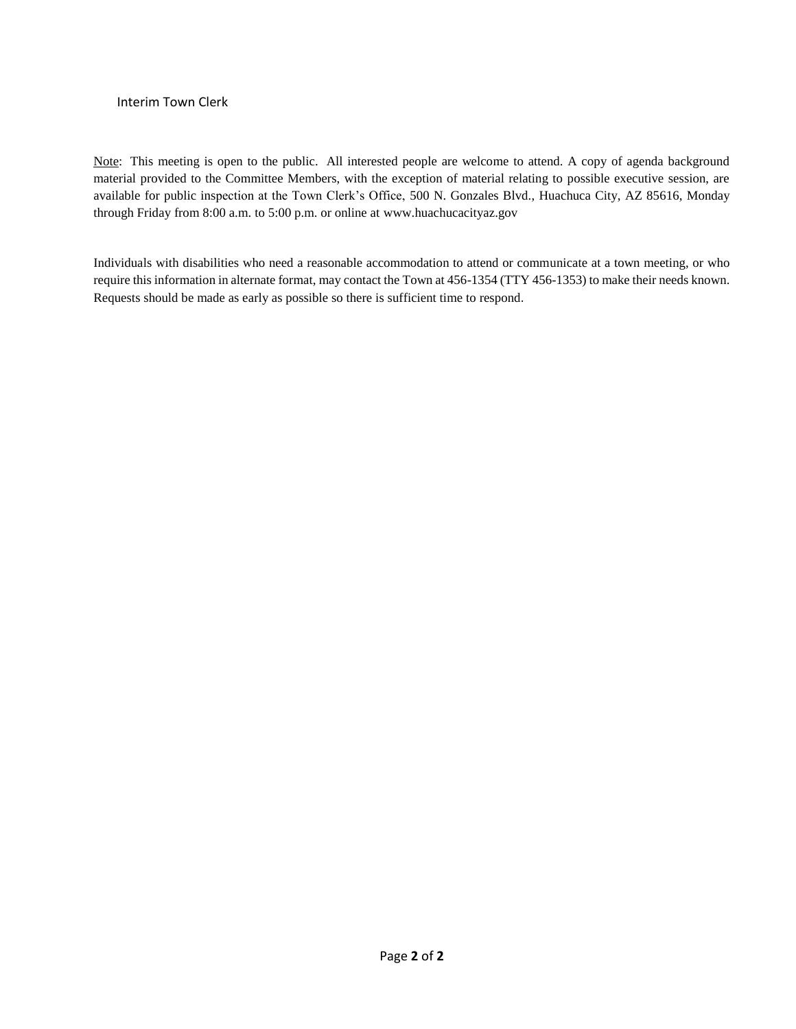Interim Town Clerk

Note: This meeting is open to the public. All interested people are welcome to attend. A copy of agenda background material provided to the Committee Members, with the exception of material relating to possible executive session, are available for public inspection at the Town Clerk's Office, 500 N. Gonzales Blvd., Huachuca City, AZ 85616, Monday through Friday from 8:00 a.m. to 5:00 p.m. or online at www.huachucacityaz.gov

Individuals with disabilities who need a reasonable accommodation to attend or communicate at a town meeting, or who require this information in alternate format, may contact the Town at 456-1354 (TTY 456-1353) to make their needs known. Requests should be made as early as possible so there is sufficient time to respond.